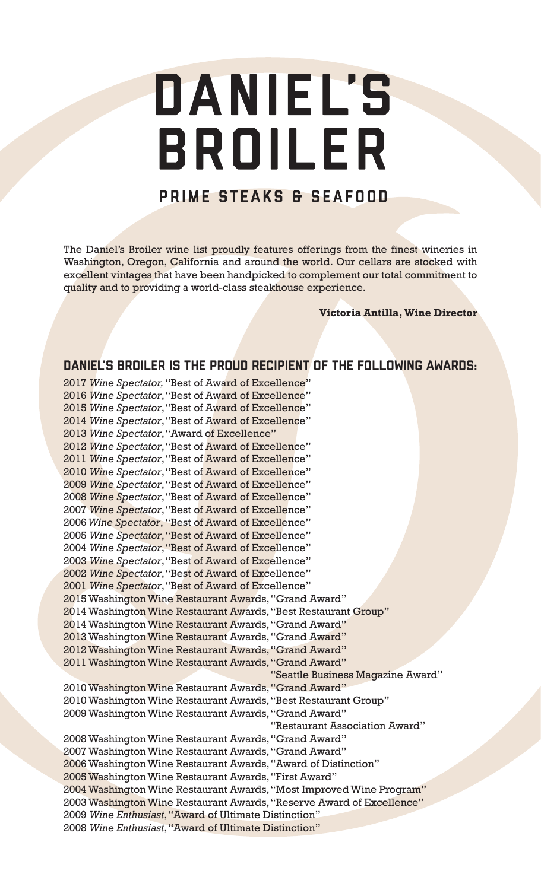# DANIEL'S BROILER

## PRIME STEAKS & SEAFOOD

The Daniel's Broiler wine list proudly features offerings from the finest wineries in Washington, Oregon, California and around the world. Our cellars are stocked with excellent vintages that have been handpicked to complement our total commitment to quality and to providing a world-class steakhouse experience.

**Victoria Antilla, Wine Director**

## DANIEL'S BROILER IS THE PROUD RECIPIENT OF THE FOLLOWING AWARDS:

2017 *Wine Spectator,* "Best of Award of Excellence"
2016 *Wine Spectator*, "Best of Award of Excellence"
2015 *Wine Spectator*, "Best of Award of Excellence"
2014 *Wine Spectator*, "Best of Award of Excellence"
2013 *Wine Spectator*, "Award of Excellence"
2012 *Wine Spectator*, "Best of Award of Excellence"
2011 *Wine Spectator*, "Best of Award of Excellence"
2010 *Wine Spectator*, "Best of Award of Excellence"
2009 *Wine Spectator*, "Best of Award of Excellence"
2008 *Wine Spectator*, "Best of Award of Excellence"
2007 *Wine Spectator*, "Best of Award of Excellence"
2006 *Wine Spectator*, "Best of Award of Excellence"
2005 *Wine Spectator*, "Best of Award of Excellence"
2004 *Wine Spectator*, "Best of Award of Excellence"
2003 *Wine Spectator*, "Best of Award of Excellence"
2002 *Wine Spectator*, "Best of Award of Excellence"
2001 *Wine Spectator*, "Best of Award of Excellence"
2015 Washington Wine Restaurant Awards, "Grand Award"
2014 Washington Wine Restaurant Awards, "Best Restaurant Group"
2014 Washington Wine Restaurant Awards, "Grand Award"
2013 Washington Wine Restaurant Awards, "Grand Award"
2012 Washington Wine Restaurant Awards, "Grand Award"
2011 Washington Wine Restaurant Awards, "Grand Award"
"Seattle Business Magazine Award"
2010 Washington Wine Restaurant Awards, "Grand Award"
2010 Washington Wine Restaurant Awards, "Best Restaurant Group"
2009 Washington Wine Restaurant Awards, "Grand Award"
"Restaurant Association Award"
2008 Washington Wine Restaurant Awards, "Grand Award"
2007 Washington Wine Restaurant Awards, "Grand Award"
2006 Washington Wine Restaurant Awards, "Award of Distinction"
2005 Washington Wine Restaurant Awards, "First Award"
2004 Washington Wine Restaurant Awards, "Most Improved Wine Program"
2003 Washington Wine Restaurant Awards, "Reserve Award of Excellence"
2009 *Wine Enthusiast*, "Award of Ultimate Distinction"
2008 *Wine Enthusiast*, "Award of Ultimate Distinction"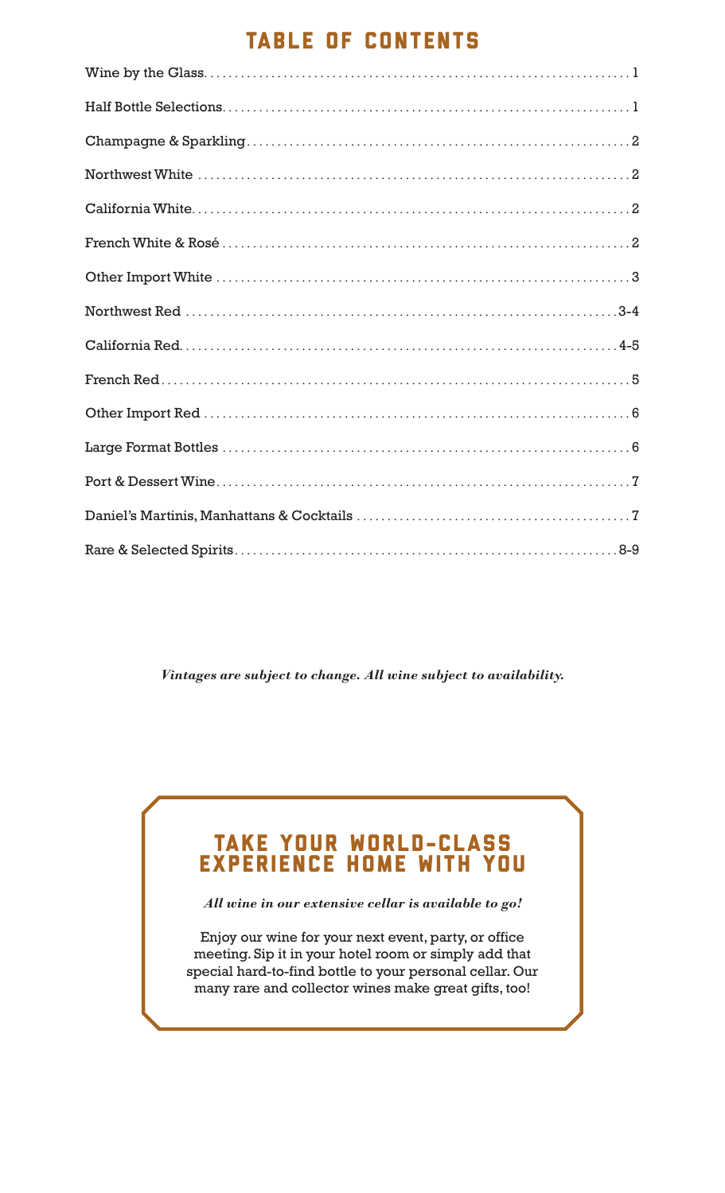# TABLE OF CONTENTS

| Section | Page |
|---|---|
| Wine by the Glass | 1 |
| Half Bottle Selections | 1 |
| Champagne & Sparkling | 2 |
| Northwest White | 2 |
| California White | 2 |
| French White & Rosé | 2 |
| Other Import White | 3 |
| Northwest Red | 3-4 |
| California Red | 4-5 |
| French Red | 5 |
| Other Import Red | 6 |
| Large Format Bottles | 6 |
| Port & Dessert Wine | 7 |
| Daniel's Martinis, Manhattans & Cocktails | 7 |
| Rare & Selected Spirits | 8-9 |

***Vintages are subject to change. All wine subject to availability.***

## TAKE YOUR WORLD-CLASS EXPERIENCE HOME WITH YOU

***All wine in our extensive cellar is available to go!***

Enjoy our wine for your next event, party, or office meeting. Sip it in your hotel room or simply add that special hard-to-find bottle to your personal cellar. Our many rare and collector wines make great gifts, too!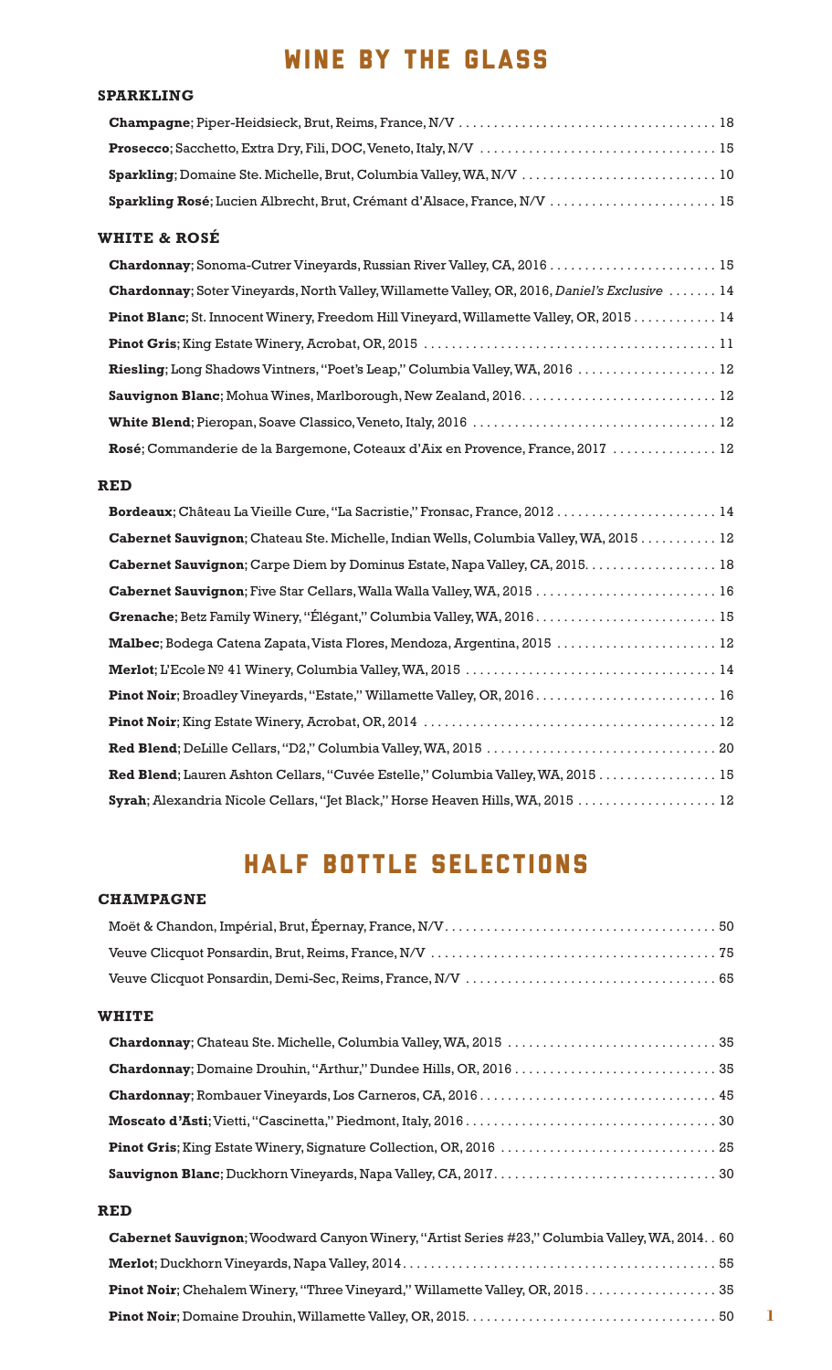# WINE BY THE GLASS

## SPARKLING

- **Champagne**; Piper-Heidsieck, Brut, Reims, France, N/V . . . . . 18
- **Prosecco**; Sacchetto, Extra Dry, Fili, DOC, Veneto, Italy, N/V . . . . . 15
- **Sparkling**; Domaine Ste. Michelle, Brut, Columbia Valley, WA, N/V . . . . . 10
- **Sparkling Rosé**; Lucien Albrecht, Brut, Crémant d'Alsace, France, N/V . . . . . 15

## WHITE & ROSÉ

- **Chardonnay**; Sonoma-Cutrer Vineyards, Russian River Valley, CA, 2016 . . . . . 15
- **Chardonnay**; Soter Vineyards, North Valley, Willamette Valley, OR, 2016, *Daniel's Exclusive* . . . . . 14
- **Pinot Blanc**; St. Innocent Winery, Freedom Hill Vineyard, Willamette Valley, OR, 2015 . . . . . 14
- **Pinot Gris**; King Estate Winery, Acrobat, OR, 2015 . . . . . 11
- **Riesling**; Long Shadows Vintners, "Poet's Leap," Columbia Valley, WA, 2016 . . . . . 12
- **Sauvignon Blanc**; Mohua Wines, Marlborough, New Zealand, 2016. . . . . 12
- **White Blend**; Pieropan, Soave Classico, Veneto, Italy, 2016 . . . . . 12
- **Rosé**; Commanderie de la Bargemone, Coteaux d'Aix en Provence, France, 2017 . . . . . 12

## RED

- **Bordeaux**; Château La Vieille Cure, "La Sacristie," Fronsac, France, 2012 . . . . . 14
- **Cabernet Sauvignon**; Chateau Ste. Michelle, Indian Wells, Columbia Valley, WA, 2015 . . . . . 12
- **Cabernet Sauvignon**; Carpe Diem by Dominus Estate, Napa Valley, CA, 2015. . . . . 18
- **Cabernet Sauvignon**; Five Star Cellars, Walla Walla Valley, WA, 2015 . . . . . 16
- **Grenache**; Betz Family Winery, "Élégant," Columbia Valley, WA, 2016 . . . . . 15
- **Malbec**; Bodega Catena Zapata, Vista Flores, Mendoza, Argentina, 2015 . . . . . 12
- **Merlot**; L'Ecole № 41 Winery, Columbia Valley, WA, 2015 . . . . . 14
- **Pinot Noir**; Broadley Vineyards, "Estate," Willamette Valley, OR, 2016 . . . . . 16
- **Pinot Noir**; King Estate Winery, Acrobat, OR, 2014 . . . . . 12
- **Red Blend**; DeLille Cellars, "D2," Columbia Valley, WA, 2015 . . . . . 20
- **Red Blend**; Lauren Ashton Cellars, "Cuvée Estelle," Columbia Valley, WA, 2015 . . . . . 15
- **Syrah**; Alexandria Nicole Cellars, "Jet Black," Horse Heaven Hills, WA, 2015 . . . . . 12

# HALF BOTTLE SELECTIONS

## CHAMPAGNE

- Moët & Chandon, Impérial, Brut, Épernay, France, N/V . . . . . 50
- Veuve Clicquot Ponsardin, Brut, Reims, France, N/V . . . . . 75
- Veuve Clicquot Ponsardin, Demi-Sec, Reims, France, N/V . . . . . 65

## WHITE

- **Chardonnay**; Chateau Ste. Michelle, Columbia Valley, WA, 2015 . . . . . 35
- **Chardonnay**; Domaine Drouhin, "Arthur," Dundee Hills, OR, 2016 . . . . . 35
- **Chardonnay**; Rombauer Vineyards, Los Carneros, CA, 2016 . . . . . 45
- **Moscato d'Asti**; Vietti, "Cascinetta," Piedmont, Italy, 2016 . . . . . 30
- **Pinot Gris**; King Estate Winery, Signature Collection, OR, 2016 . . . . . 25
- **Sauvignon Blanc**; Duckhorn Vineyards, Napa Valley, CA, 2017. . . . . 30

## RED

- **Cabernet Sauvignon**; Woodward Canyon Winery, "Artist Series #23," Columbia Valley, WA, 2014. . 60
- **Merlot**; Duckhorn Vineyards, Napa Valley, 2014 . . . . . 55
- **Pinot Noir**; Chehalem Winery, "Three Vineyard," Willamette Valley, OR, 2015 . . . . . 35
- **Pinot Noir**; Domaine Drouhin, Willamette Valley, OR, 2015. . . . . 50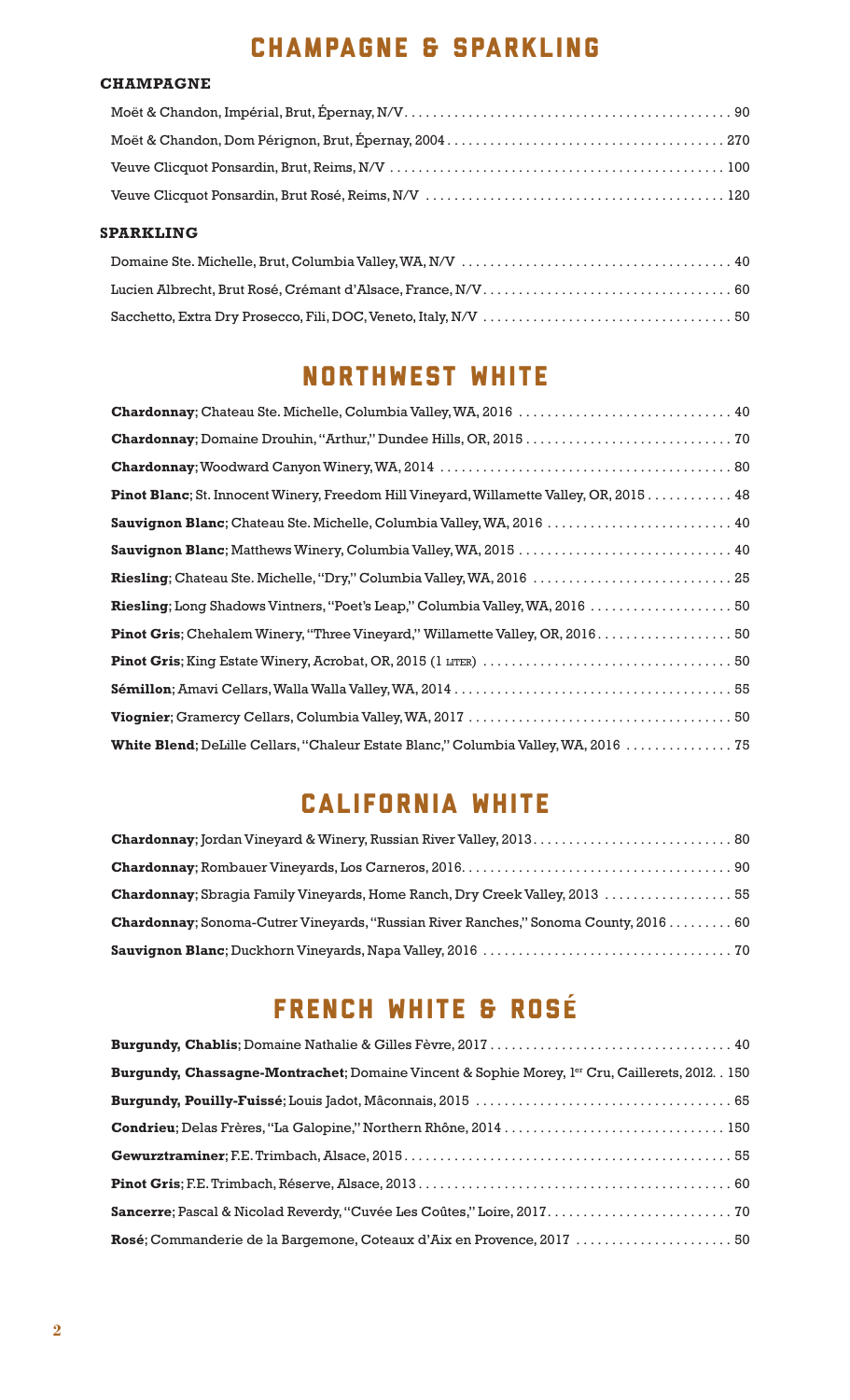# CHAMPAGNE & SPARKLING

### CHAMPAGNE

Moët & Chandon, Impérial, Brut, Épernay, N/V . . . 90

Moët & Chandon, Dom Pérignon, Brut, Épernay, 2004 . . . 270

Veuve Clicquot Ponsardin, Brut, Reims, N/V . . . 100

Veuve Clicquot Ponsardin, Brut Rosé, Reims, N/V . . . 120

### SPARKLING

Domaine Ste. Michelle, Brut, Columbia Valley, WA, N/V . . . 40

Lucien Albrecht, Brut Rosé, Crémant d'Alsace, France, N/V . . . 60

Sacchetto, Extra Dry Prosecco, Fili, DOC, Veneto, Italy, N/V . . . 50

# NORTHWEST WHITE

**Chardonnay**; Chateau Ste. Michelle, Columbia Valley, WA, 2016 . . . 40

**Chardonnay**; Domaine Drouhin, "Arthur," Dundee Hills, OR, 2015 . . . 70

**Chardonnay**; Woodward Canyon Winery, WA, 2014 . . . 80

**Pinot Blanc**; St. Innocent Winery, Freedom Hill Vineyard, Willamette Valley, OR, 2015 . . . 48

**Sauvignon Blanc**; Chateau Ste. Michelle, Columbia Valley, WA, 2016 . . . 40

**Sauvignon Blanc**; Matthews Winery, Columbia Valley, WA, 2015 . . . 40

**Riesling**; Chateau Ste. Michelle, "Dry," Columbia Valley, WA, 2016 . . . 25

**Riesling**; Long Shadows Vintners, "Poet's Leap," Columbia Valley, WA, 2016 . . . 50

**Pinot Gris**; Chehalem Winery, "Three Vineyard," Willamette Valley, OR, 2016 . . . 50

**Pinot Gris**; King Estate Winery, Acrobat, OR, 2015 (1 LITER) . . . 50

**Sémillon**; Amavi Cellars, Walla Walla Valley, WA, 2014 . . . 55

**Viognier**; Gramercy Cellars, Columbia Valley, WA, 2017 . . . 50

**White Blend**; DeLille Cellars, "Chaleur Estate Blanc," Columbia Valley, WA, 2016 . . . 75

# CALIFORNIA WHITE

**Chardonnay**; Jordan Vineyard & Winery, Russian River Valley, 2013 . . . 80

**Chardonnay**; Rombauer Vineyards, Los Carneros, 2016 . . . 90

**Chardonnay**; Sbragia Family Vineyards, Home Ranch, Dry Creek Valley, 2013 . . . 55

**Chardonnay**; Sonoma-Cutrer Vineyards, "Russian River Ranches," Sonoma County, 2016 . . . 60

**Sauvignon Blanc**; Duckhorn Vineyards, Napa Valley, 2016 . . . 70

# FRENCH WHITE & ROSÉ

**Burgundy, Chablis**; Domaine Nathalie & Gilles Fèvre, 2017 . . . 40

**Burgundy, Chassagne-Montrachet**; Domaine Vincent & Sophie Morey, 1er Cru, Caillerets, 2012 . . . 150

**Burgundy, Pouilly-Fuissé**; Louis Jadot, Mâconnais, 2015 . . . 65

**Condrieu**; Delas Frères, "La Galopine," Northern Rhône, 2014 . . . 150

**Gewurztraminer**; F.E. Trimbach, Alsace, 2015 . . . 55

**Pinot Gris**; F.E. Trimbach, Réserve, Alsace, 2013 . . . 60

**Sancerre**; Pascal & Nicolad Reverdy, "Cuvée Les Coûtes," Loire, 2017 . . . 70

**Rosé**; Commanderie de la Bargemone, Coteaux d'Aix en Provence, 2017 . . . 50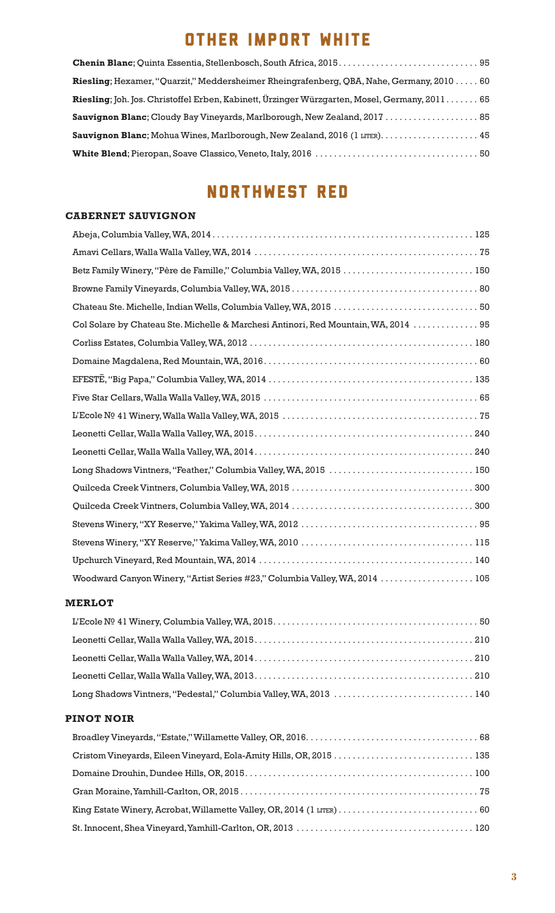# OTHER IMPORT WHITE

**Chenin Blanc**; Quinta Essentia, Stellenbosch, South Africa, 2015 . . . . . 95

**Riesling**; Hexamer, "Quarzit," Meddersheimer Rheingrafenberg, QBA, Nahe, Germany, 2010 . . . . . 60

**Riesling**; Joh. Jos. Christoffel Erben, Kabinett, Ürzinger Würzgarten, Mosel, Germany, 2011 . . . . . 65

**Sauvignon Blanc**; Cloudy Bay Vineyards, Marlborough, New Zealand, 2017 . . . . . 85

**Sauvignon Blanc**; Mohua Wines, Marlborough, New Zealand, 2016 (1 LITER) . . . . . 45

**White Blend**; Pieropan, Soave Classico, Veneto, Italy, 2016 . . . . . 50

# NORTHWEST RED

## CABERNET SAUVIGNON

Abeja, Columbia Valley, WA, 2014 . . . . . 125

Amavi Cellars, Walla Walla Valley, WA, 2014 . . . . . 75

Betz Family Winery, "Père de Famille," Columbia Valley, WA, 2015 . . . . . 150

Browne Family Vineyards, Columbia Valley, WA, 2015 . . . . . 80

Chateau Ste. Michelle, Indian Wells, Columbia Valley, WA, 2015 . . . . . 50

Col Solare by Chateau Ste. Michelle & Marchesi Antinori, Red Mountain, WA, 2014 . . . . . 95

Corliss Estates, Columbia Valley, WA, 2012 . . . . . 180

Domaine Magdalena, Red Mountain, WA, 2016 . . . . . 60

EFESTĒ, "Big Papa," Columbia Valley, WA, 2014 . . . . . 135

Five Star Cellars, Walla Walla Valley, WA, 2015 . . . . . 65

L'Ecole № 41 Winery, Walla Walla Valley, WA, 2015 . . . . . 75

Leonetti Cellar, Walla Walla Valley, WA, 2015 . . . . . 240

Leonetti Cellar, Walla Walla Valley, WA, 2014 . . . . . 240

Long Shadows Vintners, "Feather," Columbia Valley, WA, 2015 . . . . . 150

Quilceda Creek Vintners, Columbia Valley, WA, 2015 . . . . . 300

Quilceda Creek Vintners, Columbia Valley, WA, 2014 . . . . . 300

Stevens Winery, "XY Reserve," Yakima Valley, WA, 2012 . . . . . 95

Stevens Winery, "XY Reserve," Yakima Valley, WA, 2010 . . . . . 115

Upchurch Vineyard, Red Mountain, WA, 2014 . . . . . 140

Woodward Canyon Winery, "Artist Series #23," Columbia Valley, WA, 2014 . . . . . 105

## MERLOT

L'Ecole № 41 Winery, Columbia Valley, WA, 2015 . . . . . 50

Leonetti Cellar, Walla Walla Valley, WA, 2015 . . . . . 210

Leonetti Cellar, Walla Walla Valley, WA, 2014 . . . . . 210

Leonetti Cellar, Walla Walla Valley, WA, 2013 . . . . . 210

Long Shadows Vintners, "Pedestal," Columbia Valley, WA, 2013 . . . . . 140

## PINOT NOIR

Broadley Vineyards, "Estate," Willamette Valley, OR, 2016 . . . . . 68

Cristom Vineyards, Eileen Vineyard, Eola-Amity Hills, OR, 2015 . . . . . 135

Domaine Drouhin, Dundee Hills, OR, 2015 . . . . . 100

Gran Moraine, Yamhill-Carlton, OR, 2015 . . . . . 75

King Estate Winery, Acrobat, Willamette Valley, OR, 2014 (1 LITER) . . . . . 60

St. Innocent, Shea Vineyard, Yamhill-Carlton, OR, 2013 . . . . . 120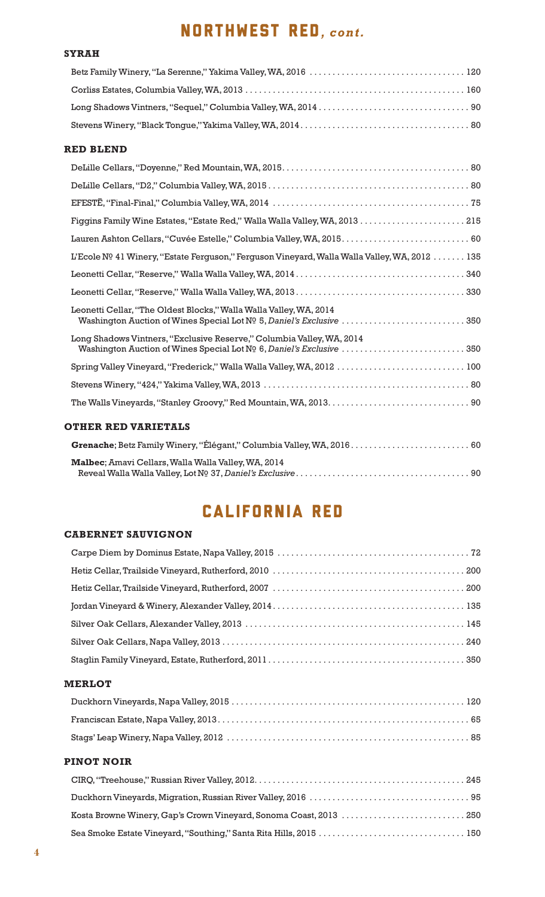# NORTHWEST RED, *cont.*

### SYRAH

Betz Family Winery, "La Serenne," Yakima Valley, WA, 2016 . . . . . . . . . . 120

Corliss Estates, Columbia Valley, WA, 2013 . . . . . . . . . . 160

Long Shadows Vintners, "Sequel," Columbia Valley, WA, 2014 . . . . . . . . . . 90

Stevens Winery, "Black Tongue," Yakima Valley, WA, 2014 . . . . . . . . . . 80

### RED BLEND

DeLille Cellars, "Doyenne," Red Mountain, WA, 2015 . . . . . . . . . . 80

DeLille Cellars, "D2," Columbia Valley, WA, 2015 . . . . . . . . . . 80

EFESTĒ, "Final-Final," Columbia Valley, WA, 2014 . . . . . . . . . . 75

Figgins Family Wine Estates, "Estate Red," Walla Walla Valley, WA, 2013 . . . . . . . . . . 215

Lauren Ashton Cellars, "Cuvée Estelle," Columbia Valley, WA, 2015 . . . . . . . . . . 60

L'Ecole № 41 Winery, "Estate Ferguson," Ferguson Vineyard, Walla Walla Valley, WA, 2012 . . . . . . . . . . 135

Leonetti Cellar, "Reserve," Walla Walla Valley, WA, 2014 . . . . . . . . . . 340

Leonetti Cellar, "Reserve," Walla Walla Valley, WA, 2013 . . . . . . . . . . 330

Leonetti Cellar, "The Oldest Blocks," Walla Walla Valley, WA, 2014
Washington Auction of Wines Special Lot № 5, *Daniel's Exclusive* . . . . . . . . . . 350

Long Shadows Vintners, "Exclusive Reserve," Columbia Valley, WA, 2014
Washington Auction of Wines Special Lot № 6, *Daniel's Exclusive* . . . . . . . . . . 350

Spring Valley Vineyard, "Frederick," Walla Walla Valley, WA, 2012 . . . . . . . . . . 100

Stevens Winery, "424," Yakima Valley, WA, 2013 . . . . . . . . . . 80

The Walls Vineyards, "Stanley Groovy," Red Mountain, WA, 2013 . . . . . . . . . . 90

### OTHER RED VARIETALS

**Grenache**; Betz Family Winery, "Élégant," Columbia Valley, WA, 2016 . . . . . . . . . . 60

**Malbec**; Amavi Cellars, Walla Walla Valley, WA, 2014
Reveal Walla Walla Valley, Lot № 37, *Daniel's Exclusive* . . . . . . . . . . 90

# CALIFORNIA RED

### CABERNET SAUVIGNON

Carpe Diem by Dominus Estate, Napa Valley, 2015 . . . . . . . . . . 72

Hetiz Cellar, Trailside Vineyard, Rutherford, 2010 . . . . . . . . . . 200

Hetiz Cellar, Trailside Vineyard, Rutherford, 2007 . . . . . . . . . . 200

Jordan Vineyard & Winery, Alexander Valley, 2014 . . . . . . . . . . 135

Silver Oak Cellars, Alexander Valley, 2013 . . . . . . . . . . 145

Silver Oak Cellars, Napa Valley, 2013 . . . . . . . . . . 240

Staglin Family Vineyard, Estate, Rutherford, 2011 . . . . . . . . . . 350

### MERLOT

Duckhorn Vineyards, Napa Valley, 2015 . . . . . . . . . . 120

Franciscan Estate, Napa Valley, 2013 . . . . . . . . . . 65

Stags' Leap Winery, Napa Valley, 2012 . . . . . . . . . . 85

### PINOT NOIR

CIRQ, "Treehouse," Russian River Valley, 2012 . . . . . . . . . . 245

Duckhorn Vineyards, Migration, Russian River Valley, 2016 . . . . . . . . . . 95

Kosta Browne Winery, Gap's Crown Vineyard, Sonoma Coast, 2013 . . . . . . . . . . 250

Sea Smoke Estate Vineyard, "Southing," Santa Rita Hills, 2015 . . . . . . . . . . 150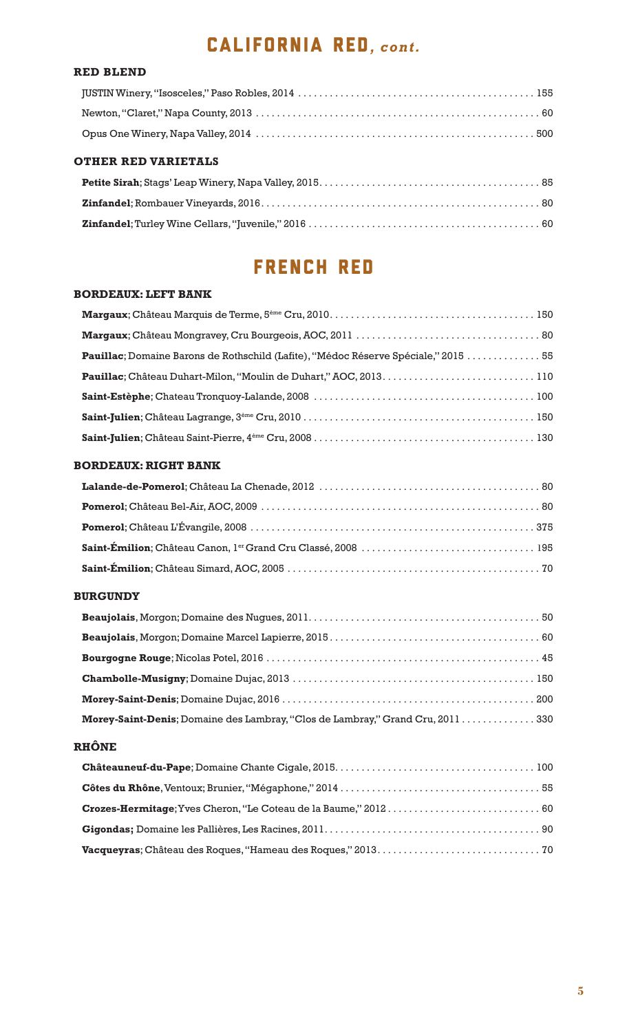# CALIFORNIA RED, *cont.*

### RED BLEND

JUSTIN Winery, "Isosceles," Paso Robles, 2014 ........ 155

Newton, "Claret," Napa County, 2013 ........ 60

Opus One Winery, Napa Valley, 2014 ........ 500

### OTHER RED VARIETALS

**Petite Sirah**; Stags' Leap Winery, Napa Valley, 2015 ........ 85

**Zinfandel**; Rombauer Vineyards, 2016 ........ 80

**Zinfandel**; Turley Wine Cellars, "Juvenile," 2016 ........ 60

# FRENCH RED

### BORDEAUX: LEFT BANK

**Margaux**; Château Marquis de Terme, 5ème Cru, 2010 ........ 150

**Margaux**; Château Mongravey, Cru Bourgeois, AOC, 2011 ........ 80

**Pauillac**; Domaine Barons de Rothschild (Lafite), "Médoc Réserve Spéciale," 2015 ........ 55

**Pauillac**; Château Duhart-Milon, "Moulin de Duhart," AOC, 2013 ........ 110

**Saint-Estèphe**; Chateau Tronquoy-Lalande, 2008 ........ 100

**Saint-Julien**; Château Lagrange, 3ème Cru, 2010 ........ 150

**Saint-Julien**; Château Saint-Pierre, 4ème Cru, 2008 ........ 130

### BORDEAUX: RIGHT BANK

**Lalande-de-Pomerol**; Château La Chenade, 2012 ........ 80

**Pomerol**; Château Bel-Air, AOC, 2009 ........ 80

**Pomerol**; Château L'Évangile, 2008 ........ 375

**Saint-Émilion**; Château Canon, 1er Grand Cru Classé, 2008 ........ 195

**Saint-Émilion**; Château Simard, AOC, 2005 ........ 70

### BURGUNDY

**Beaujolais**, Morgon; Domaine des Nugues, 2011 ........ 50

**Beaujolais**, Morgon; Domaine Marcel Lapierre, 2015 ........ 60

**Bourgogne Rouge**; Nicolas Potel, 2016 ........ 45

**Chambolle-Musigny**; Domaine Dujac, 2013 ........ 150

**Morey-Saint-Denis**; Domaine Dujac, 2016 ........ 200

**Morey-Saint-Denis**; Domaine des Lambray, "Clos de Lambray," Grand Cru, 2011 ........ 330

### RHÔNE

**Châteauneuf-du-Pape**; Domaine Chante Cigale, 2015 ........ 100

**Côtes du Rhône**, Ventoux; Brunier, "Mégaphone," 2014 ........ 55

**Crozes-Hermitage**; Yves Cheron, "Le Coteau de la Baume," 2012 ........ 60

**Gigondas;** Domaine les Pallières, Les Racines, 2011 ........ 90

**Vacqueyras**; Château des Roques, "Hameau des Roques," 2013 ........ 70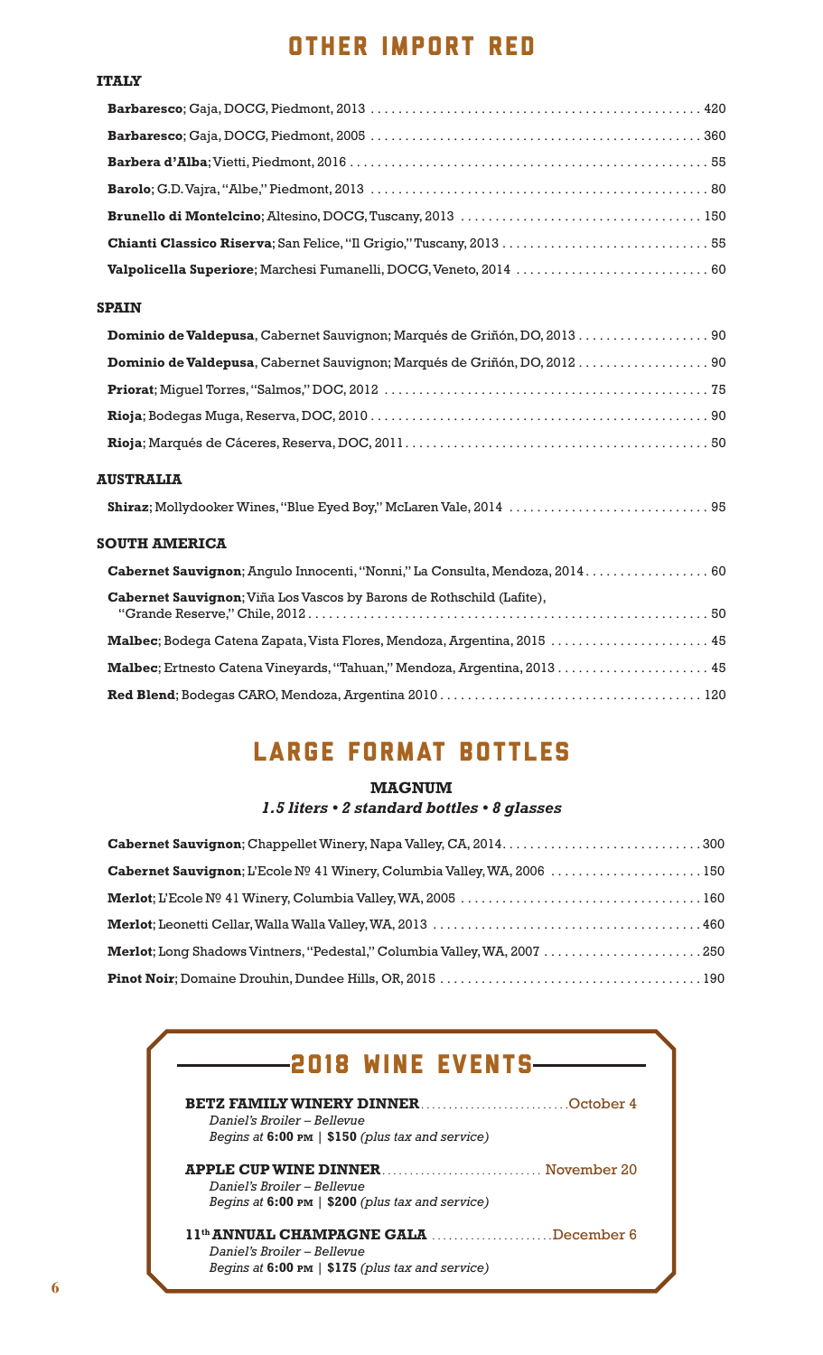# OTHER IMPORT RED

### ITALY

**Barbaresco**; Gaja, DOCG, Piedmont, 2013 . . . . . . . . . . 420

**Barbaresco**; Gaja, DOCG, Piedmont, 2005 . . . . . . . . . . 360

**Barbera d'Alba**; Vietti, Piedmont, 2016 . . . . . . . . . . 55

**Barolo**; G.D. Vajra, "Albe," Piedmont, 2013 . . . . . . . . . . 80

**Brunello di Montelcino**; Altesino, DOCG, Tuscany, 2013 . . . . . . . . . . 150

**Chianti Classico Riserva**; San Felice, "Il Grigio," Tuscany, 2013 . . . . . . . . . . 55

**Valpolicella Superiore**; Marchesi Fumanelli, DOCG, Veneto, 2014 . . . . . . . . . . 60

### SPAIN

**Dominio de Valdepusa**, Cabernet Sauvignon; Marqués de Griñón, DO, 2013 . . . . . . . . . . 90

**Dominio de Valdepusa**, Cabernet Sauvignon; Marqués de Griñón, DO, 2012 . . . . . . . . . . 90

**Priorat**; Miguel Torres, "Salmos," DOC, 2012 . . . . . . . . . . 75

**Rioja**; Bodegas Muga, Reserva, DOC, 2010 . . . . . . . . . . 90

**Rioja**; Marqués de Cáceres, Reserva, DOC, 2011 . . . . . . . . . . 50

### AUSTRALIA

**Shiraz**; Mollydooker Wines, "Blue Eyed Boy," McLaren Vale, 2014 . . . . . . . . . . 95

### SOUTH AMERICA

**Cabernet Sauvignon**; Angulo Innocenti, "Nonni," La Consulta, Mendoza, 2014 . . . . . . . . . . 60

**Cabernet Sauvignon**; Viña Los Vascos by Barons de Rothschild (Lafite), "Grande Reserve," Chile, 2012 . . . . . . . . . . 50

**Malbec**; Bodega Catena Zapata, Vista Flores, Mendoza, Argentina, 2015 . . . . . . . . . . 45

**Malbec**; Ertnesto Catena Vineyards, "Tahuan," Mendoza, Argentina, 2013 . . . . . . . . . . 45

**Red Blend**; Bodegas CARO, Mendoza, Argentina 2010 . . . . . . . . . . 120

# LARGE FORMAT BOTTLES

### MAGNUM

***1.5 liters • 2 standard bottles • 8 glasses***

**Cabernet Sauvignon**; Chappellet Winery, Napa Valley, CA, 2014 . . . . . . . . . . 300

**Cabernet Sauvignon**; L'Ecole № 41 Winery, Columbia Valley, WA, 2006 . . . . . . . . . . 150

**Merlot**; L'Ecole № 41 Winery, Columbia Valley, WA, 2005 . . . . . . . . . . 160

**Merlot**; Leonetti Cellar, Walla Walla Valley, WA, 2013 . . . . . . . . . . 460

**Merlot**; Long Shadows Vintners, "Pedestal," Columbia Valley, WA, 2007 . . . . . . . . . . 250

**Pinot Noir**; Domaine Drouhin, Dundee Hills, OR, 2015 . . . . . . . . . . 190

## 2018 WINE EVENTS

**BETZ FAMILY WINERY DINNER** . . . . . . . . . . October 4
*Daniel's Broiler – Bellevue*
*Begins at* **6:00 PM** | **$150** *(plus tax and service)*

**APPLE CUP WINE DINNER** . . . . . . . . . . November 20
*Daniel's Broiler – Bellevue*
*Begins at* **6:00 PM** | **$200** *(plus tax and service)*

**11th ANNUAL CHAMPAGNE GALA** . . . . . . . . . . December 6
*Daniel's Broiler – Bellevue*
*Begins at* **6:00 PM** | **$175** *(plus tax and service)*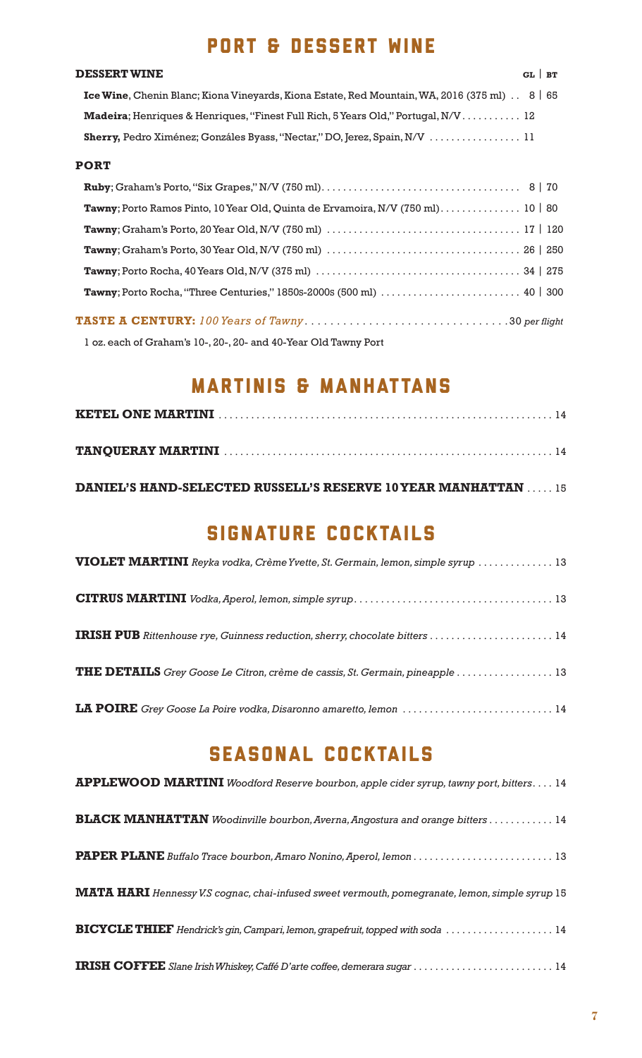# PORT & DESSERT WINE

**DESSERT WINE** GL | BT

**Ice Wine**, Chenin Blanc; Kiona Vineyards, Kiona Estate, Red Mountain, WA, 2016 (375 ml) .. 8 | 65

**Madeira**; Henriques & Henriques, "Finest Full Rich, 5 Years Old," Portugal, N/V ........... 12

**Sherry,** Pedro Ximénez; Gonzáles Byass, "Nectar," DO, Jerez, Spain, N/V ................. 11

**PORT**

**Ruby**; Graham's Porto, "Six Grapes," N/V (750 ml)..................................... 8 | 70

**Tawny**; Porto Ramos Pinto, 10 Year Old, Quinta de Ervamoira, N/V (750 ml)............... 10 | 80

**Tawny**; Graham's Porto, 20 Year Old, N/V (750 ml) .................................... 17 | 120

**Tawny**; Graham's Porto, 30 Year Old, N/V (750 ml) .................................... 26 | 250

**Tawny**; Porto Rocha, 40 Years Old, N/V (375 ml) ...................................... 34 | 275

**Tawny**; Porto Rocha, "Three Centuries," 1850s-2000s (500 ml) .......................... 40 | 300

**TASTE A CENTURY:** *100 Years of Tawny*................................ 30 *per flight*

1 oz. each of Graham's 10-, 20-, 20- and 40-Year Old Tawny Port

# MARTINIS & MANHATTANS

**KETEL ONE MARTINI** ............................................................ 14

**TANQUERAY MARTINI** ........................................................... 14

**DANIEL'S HAND-SELECTED RUSSELL'S RESERVE 10 YEAR MANHATTAN** ..... 15

# SIGNATURE COCKTAILS

**VIOLET MARTINI** *Reyka vodka, Crème Yvette, St. Germain, lemon, simple syrup* ............. 13

**CITRUS MARTINI** *Vodka, Aperol, lemon, simple syrup*.................................... 13

**IRISH PUB** *Rittenhouse rye, Guinness reduction, sherry, chocolate bitters* ...................... 14

**THE DETAILS** *Grey Goose Le Citron, crème de cassis, St. Germain, pineapple* ................. 13

**LA POIRE** *Grey Goose La Poire vodka, Disaronno amaretto, lemon* ........................... 14

# SEASONAL COCKTAILS

**APPLEWOOD MARTINI** *Woodford Reserve bourbon, apple cider syrup, tawny port, bitters*.... 14

**BLACK MANHATTAN** *Woodinville bourbon, Averna, Angostura and orange bitters* ............ 14

**PAPER PLANE** *Buffalo Trace bourbon, Amaro Nonino, Aperol, lemon* .......................... 13

**MATA HARI** *Hennessy V.S cognac, chai-infused sweet vermouth, pomegranate, lemon, simple syrup* 15

**BICYCLE THIEF** *Hendrick's gin, Campari, lemon, grapefruit, topped with soda* ................... 14

**IRISH COFFEE** *Slane Irish Whiskey, Caffé D'arte coffee, demerara sugar* .......................... 14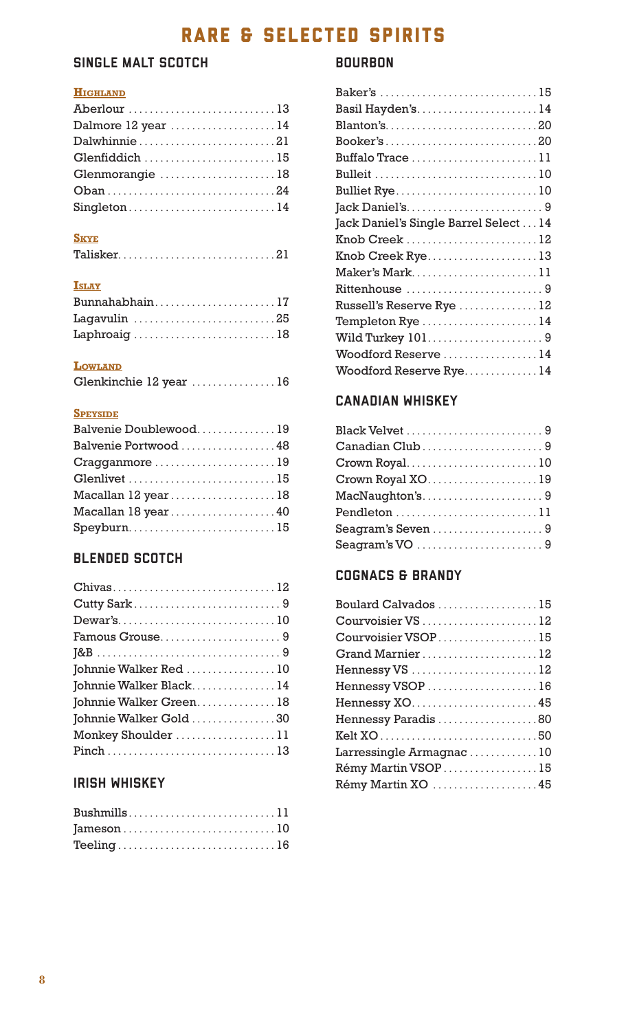# RARE & SELECTED SPIRITS

## SINGLE MALT SCOTCH

### Highland

- Aberlour ..... 13
- Dalmore 12 year ..... 14
- Dalwhinnie ..... 21
- Glenfiddich ..... 15
- Glenmorangie ..... 18
- Oban ..... 24
- Singleton ..... 14

### Skye

- Talisker ..... 21

### Islay

- Bunnahabhain ..... 17
- Lagavulin ..... 25
- Laphroaig ..... 18

### Lowland

- Glenkinchie 12 year ..... 16

### Speyside

- Balvenie Doublewood ..... 19
- Balvenie Portwood ..... 48
- Cragganmore ..... 19
- Glenlivet ..... 15
- Macallan 12 year ..... 18
- Macallan 18 year ..... 40
- Speyburn ..... 15

## BLENDED SCOTCH

- Chivas ..... 12
- Cutty Sark ..... 9
- Dewar's ..... 10
- Famous Grouse ..... 9
- J&B ..... 9
- Johnnie Walker Red ..... 10
- Johnnie Walker Black ..... 14
- Johnnie Walker Green ..... 18
- Johnnie Walker Gold ..... 30
- Monkey Shoulder ..... 11
- Pinch ..... 13

## IRISH WHISKEY

- Bushmills ..... 11
- Jameson ..... 10
- Teeling ..... 16

## BOURBON

- Baker's ..... 15
- Basil Hayden's ..... 14
- Blanton's ..... 20
- Booker's ..... 20
- Buffalo Trace ..... 11
- Bulleit ..... 10
- Bulliet Rye ..... 10
- Jack Daniel's ..... 9
- Jack Daniel's Single Barrel Select ..... 14
- Knob Creek ..... 12
- Knob Creek Rye ..... 13
- Maker's Mark ..... 11
- Rittenhouse ..... 9
- Russell's Reserve Rye ..... 12
- Templeton Rye ..... 14
- Wild Turkey 101 ..... 9
- Woodford Reserve ..... 14
- Woodford Reserve Rye ..... 14

## CANADIAN WHISKEY

- Black Velvet ..... 9
- Canadian Club ..... 9
- Crown Royal ..... 10
- Crown Royal XO ..... 19
- MacNaughton's ..... 9
- Pendleton ..... 11
- Seagram's Seven ..... 9
- Seagram's VO ..... 9

## COGNACS & BRANDY

- Boulard Calvados ..... 15
- Courvoisier VS ..... 12
- Courvoisier VSOP ..... 15
- Grand Marnier ..... 12
- Hennessy VS ..... 12
- Hennessy VSOP ..... 16
- Hennessy XO ..... 45
- Hennessy Paradis ..... 80
- Kelt XO ..... 50
- Larressingle Armagnac ..... 10
- Rémy Martin VSOP ..... 15
- Rémy Martin XO ..... 45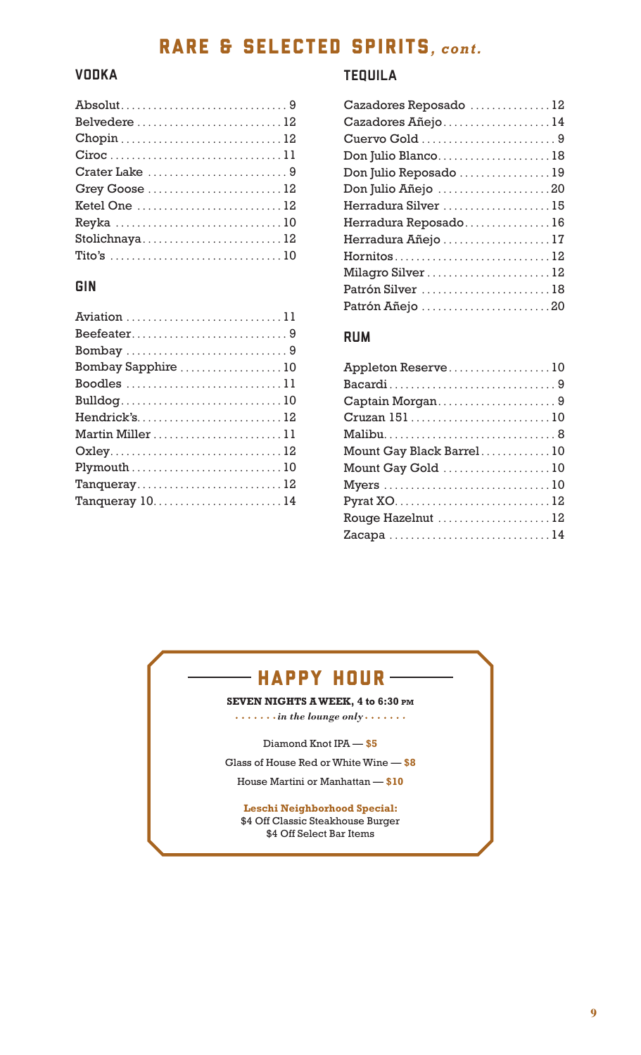# RARE & SELECTED SPIRITS, *cont.*

## VODKA

Absolut . . . . . . . . . . 9
Belvedere . . . . . . . . . . 12
Chopin . . . . . . . . . . 12
Ciroc . . . . . . . . . . 11
Crater Lake . . . . . . . . . . 9
Grey Goose . . . . . . . . . . 12
Ketel One . . . . . . . . . . 12
Reyka . . . . . . . . . . 10
Stolichnaya . . . . . . . . . . 12
Tito's . . . . . . . . . . 10

## GIN

Aviation . . . . . . . . . . 11
Beefeater . . . . . . . . . . 9
Bombay . . . . . . . . . . 9
Bombay Sapphire . . . . . . . . . . 10
Boodles . . . . . . . . . . 11
Bulldog . . . . . . . . . . 10
Hendrick's . . . . . . . . . . 12
Martin Miller . . . . . . . . . . 11
Oxley . . . . . . . . . . 12
Plymouth . . . . . . . . . . 10
Tanqueray . . . . . . . . . . 12
Tanqueray 10 . . . . . . . . . . 14

## TEQUILA

Cazadores Reposado . . . . . . . . . . 12
Cazadores Añejo . . . . . . . . . . 14
Cuervo Gold . . . . . . . . . . 9
Don Julio Blanco . . . . . . . . . . 18
Don Julio Reposado . . . . . . . . . . 19
Don Julio Añejo . . . . . . . . . . 20
Herradura Silver . . . . . . . . . . 15
Herradura Reposado . . . . . . . . . . 16
Herradura Añejo . . . . . . . . . . 17
Hornitos . . . . . . . . . . 12
Milagro Silver . . . . . . . . . . 12
Patrón Silver . . . . . . . . . . 18
Patrón Añejo . . . . . . . . . . 20

## RUM

Appleton Reserve . . . . . . . . . . 10
Bacardi . . . . . . . . . . 9
Captain Morgan . . . . . . . . . . 9
Cruzan 151 . . . . . . . . . . 10
Malibu . . . . . . . . . . 8
Mount Gay Black Barrel . . . . . . . . . . 10
Mount Gay Gold . . . . . . . . . . 10
Myers . . . . . . . . . . 10
Pyrat XO . . . . . . . . . . 12
Rouge Hazelnut . . . . . . . . . . 12
Zacapa . . . . . . . . . . 14

## HAPPY HOUR

**SEVEN NIGHTS A WEEK, 4 to 6:30 PM**

*in the lounge only*

Diamond Knot IPA — **$5**

Glass of House Red or White Wine — **$8**

House Martini or Manhattan — **$10**

**Leschi Neighborhood Special:**
$4 Off Classic Steakhouse Burger
$4 Off Select Bar Items